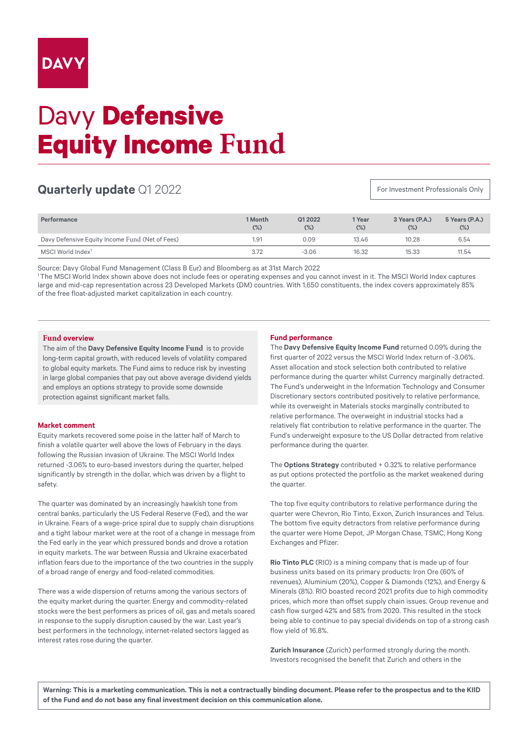DAVY

# Davy **Defensive Equity Income Fund**

## **Quarterly update** Q1 2022

For Investment Professionals Only

| Performance | 1 Month (%) | Q1 2022 (%) | 1 Year (%) | 3 Years (P.A.) (%) | 5 Years (P.A.) (%) |
|---|---|---|---|---|---|
| Davy Defensive Equity Income Fund (Net of Fees) | 1.91 | 0.09 | 13.46 | 10.28 | 6.54 |
| MSCI World Index[1] | 3.72 | -3.06 | 16.32 | 15.33 | 11.54 |

Source: Davy Global Fund Management (Class B Eur) and Bloomberg as at 31st March 2022

[1] The MSCI World Index shown above does not include fees or operating expenses and you cannot invest in it. The MSCI World Index captures large and mid-cap representation across 23 Developed Markets (DM) countries. With 1,650 constituents, the index covers approximately 85% of the free float-adjusted market capitalization in each country.

### Fund overview

The aim of the **Davy Defensive Equity Income Fund** is to provide long-term capital growth, with reduced levels of volatility compared to global equity markets. The Fund aims to reduce risk by investing in large global companies that pay out above average dividend yields and employs an options strategy to provide some downside protection against significant market falls.

### Market comment

Equity markets recovered some poise in the latter half of March to finish a volatile quarter well above the lows of February in the days following the Russian invasion of Ukraine. The MSCI World Index returned -3.06% to euro-based investors during the quarter, helped significantly by strength in the dollar, which was driven by a flight to safety.

The quarter was dominated by an increasingly hawkish tone from central banks, particularly the US Federal Reserve (Fed), and the war in Ukraine. Fears of a wage-price spiral due to supply chain disruptions and a tight labour market were at the root of a change in message from the Fed early in the year which pressured bonds and drove a rotation in equity markets. The war between Russia and Ukraine exacerbated inflation fears due to the importance of the two countries in the supply of a broad range of energy and food-related commodities.

There was a wide dispersion of returns among the various sectors of the equity market during the quarter. Energy and commodity-related stocks were the best performers as prices of oil, gas and metals soared in response to the supply disruption caused by the war. Last year's best performers in the technology, internet-related sectors lagged as interest rates rose during the quarter.

### Fund performance

The **Davy Defensive Equity Income Fund** returned 0.09% during the first quarter of 2022 versus the MSCI World Index return of -3.06%. Asset allocation and stock selection both contributed to relative performance during the quarter whilst Currency marginally detracted. The Fund's underweight in the Information Technology and Consumer Discretionary sectors contributed positively to relative performance, while its overweight in Materials stocks marginally contributed to relative performance. The overweight in industrial stocks had a relatively flat contribution to relative performance in the quarter. The Fund's underweight exposure to the US Dollar detracted from relative performance during the quarter.

The **Options Strategy** contributed + 0.32% to relative performance as put options protected the portfolio as the market weakened during the quarter.

The top five equity contributors to relative performance during the quarter were Chevron, Rio Tinto, Exxon, Zurich Insurances and Telus. The bottom five equity detractors from relative performance during the quarter were Home Depot, JP Morgan Chase, TSMC, Hong Kong Exchanges and Pfizer.

**Rio Tinto PLC** (RIO) is a mining company that is made up of four business units based on its primary products: Iron Ore (60% of revenues), Aluminium (20%), Copper & Diamonds (12%), and Energy & Minerals (8%). RIO boasted record 2021 profits due to high commodity prices, which more than offset supply chain issues. Group revenue and cash flow surged 42% and 58% from 2020. This resulted in the stock being able to continue to pay special dividends on top of a strong cash flow yield of 16.8%.

**Zurich Insurance** (Zurich) performed strongly during the month. Investors recognised the benefit that Zurich and others in the

**Warning: This is a marketing communication. This is not a contractually binding document. Please refer to the prospectus and to the KIID of the Fund and do not base any final investment decision on this communication alone.**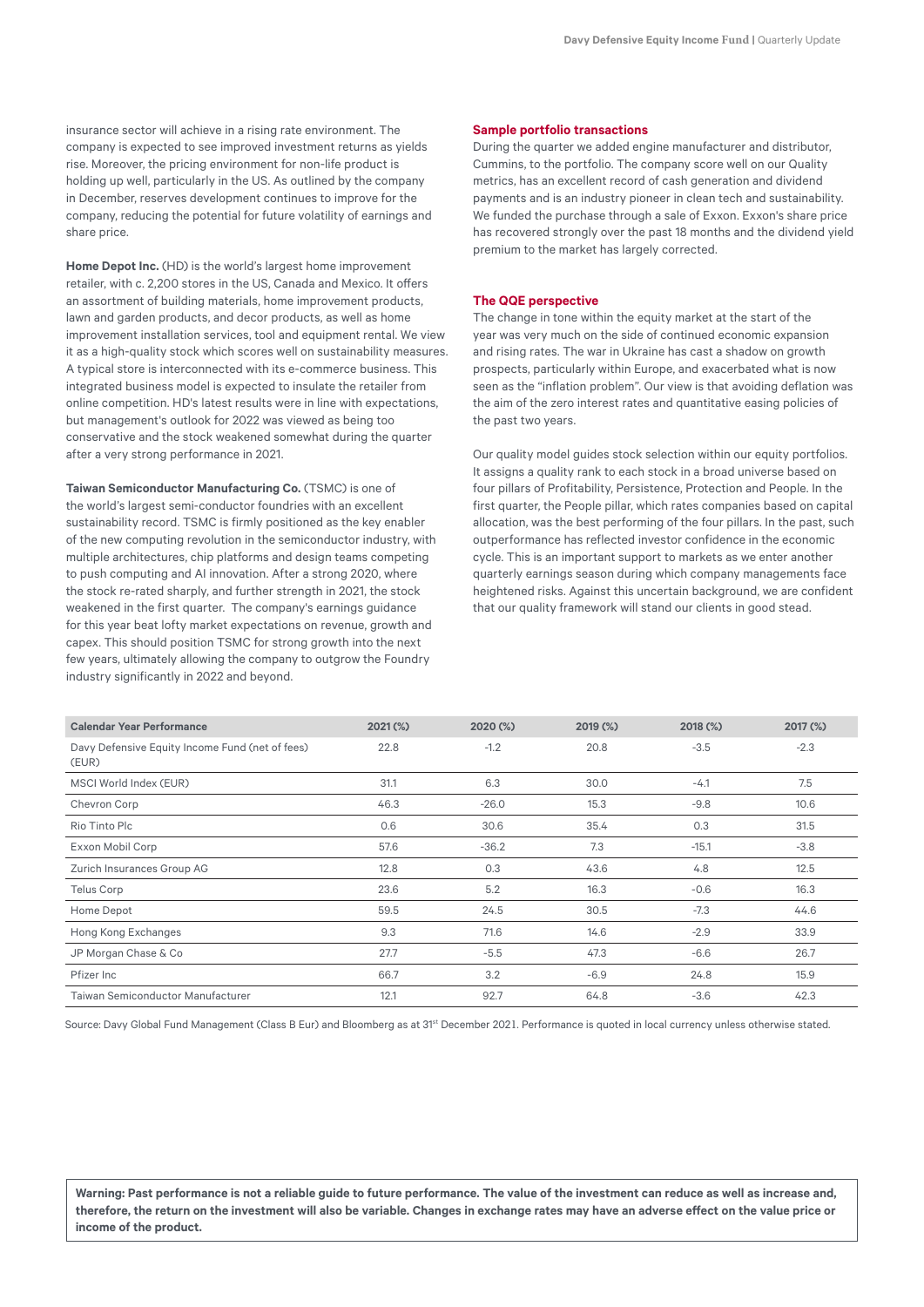insurance sector will achieve in a rising rate environment. The company is expected to see improved investment returns as yields rise. Moreover, the pricing environment for non-life product is holding up well, particularly in the US. As outlined by the company in December, reserves development continues to improve for the company, reducing the potential for future volatility of earnings and share price.

**Home Depot Inc.** (HD) is the world's largest home improvement retailer, with c. 2,200 stores in the US, Canada and Mexico. It offers an assortment of building materials, home improvement products, lawn and garden products, and decor products, as well as home improvement installation services, tool and equipment rental. We view it as a high-quality stock which scores well on sustainability measures. A typical store is interconnected with its e-commerce business. This integrated business model is expected to insulate the retailer from online competition. HD's latest results were in line with expectations, but management's outlook for 2022 was viewed as being too conservative and the stock weakened somewhat during the quarter after a very strong performance in 2021.

**Taiwan Semiconductor Manufacturing Co.** (TSMC) is one of the world's largest semi-conductor foundries with an excellent sustainability record. TSMC is firmly positioned as the key enabler of the new computing revolution in the semiconductor industry, with multiple architectures, chip platforms and design teams competing to push computing and AI innovation. After a strong 2020, where the stock re-rated sharply, and further strength in 2021, the stock weakened in the first quarter. The company's earnings guidance for this year beat lofty market expectations on revenue, growth and capex. This should position TSMC for strong growth into the next few years, ultimately allowing the company to outgrow the Foundry industry significantly in 2022 and beyond.

## Sample portfolio transactions

During the quarter we added engine manufacturer and distributor, Cummins, to the portfolio. The company score well on our Quality metrics, has an excellent record of cash generation and dividend payments and is an industry pioneer in clean tech and sustainability. We funded the purchase through a sale of Exxon. Exxon's share price has recovered strongly over the past 18 months and the dividend yield premium to the market has largely corrected.

## The QQE perspective

The change in tone within the equity market at the start of the year was very much on the side of continued economic expansion and rising rates. The war in Ukraine has cast a shadow on growth prospects, particularly within Europe, and exacerbated what is now seen as the "inflation problem". Our view is that avoiding deflation was the aim of the zero interest rates and quantitative easing policies of the past two years.

Our quality model guides stock selection within our equity portfolios. It assigns a quality rank to each stock in a broad universe based on four pillars of Profitability, Persistence, Protection and People. In the first quarter, the People pillar, which rates companies based on capital allocation, was the best performing of the four pillars. In the past, such outperformance has reflected investor confidence in the economic cycle. This is an important support to markets as we enter another quarterly earnings season during which company managements face heightened risks. Against this uncertain background, we are confident that our quality framework will stand our clients in good stead.

| Calendar Year Performance | 2021 (%) | 2020 (%) | 2019 (%) | 2018 (%) | 2017 (%) |
|---|---|---|---|---|---|
| Davy Defensive Equity Income Fund (net of fees) (EUR) | 22.8 | -1.2 | 20.8 | -3.5 | -2.3 |
| MSCI World Index (EUR) | 31.1 | 6.3 | 30.0 | -4.1 | 7.5 |
| Chevron Corp | 46.3 | -26.0 | 15.3 | -9.8 | 10.6 |
| Rio Tinto Plc | 0.6 | 30.6 | 35.4 | 0.3 | 31.5 |
| Exxon Mobil Corp | 57.6 | -36.2 | 7.3 | -15.1 | -3.8 |
| Zurich Insurances Group AG | 12.8 | 0.3 | 43.6 | 4.8 | 12.5 |
| Telus Corp | 23.6 | 5.2 | 16.3 | -0.6 | 16.3 |
| Home Depot | 59.5 | 24.5 | 30.5 | -7.3 | 44.6 |
| Hong Kong Exchanges | 9.3 | 71.6 | 14.6 | -2.9 | 33.9 |
| JP Morgan Chase & Co | 27.7 | -5.5 | 47.3 | -6.6 | 26.7 |
| Pfizer Inc | 66.7 | 3.2 | -6.9 | 24.8 | 15.9 |
| Taiwan Semiconductor Manufacturer | 12.1 | 92.7 | 64.8 | -3.6 | 42.3 |

Source: Davy Global Fund Management (Class B Eur) and Bloomberg as at 31st December 2021. Performance is quoted in local currency unless otherwise stated.

**Warning: Past performance is not a reliable guide to future performance. The value of the investment can reduce as well as increase and, therefore, the return on the investment will also be variable. Changes in exchange rates may have an adverse effect on the value price or income of the product.**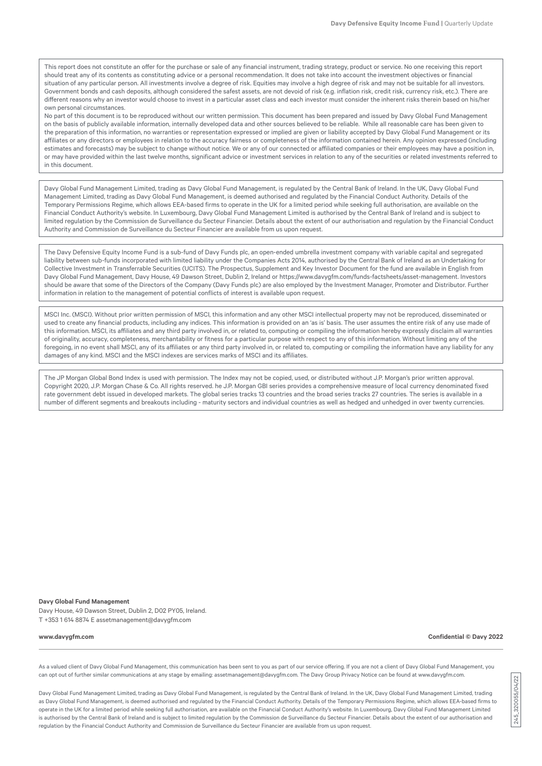This report does not constitute an offer for the purchase or sale of any financial instrument, trading strategy, product or service. No one receiving this report should treat any of its contents as constituting advice or a personal recommendation. It does not take into account the investment objectives or financial situation of any particular person. All investments involve a degree of risk. Equities may involve a high degree of risk and may not be suitable for all investors. Government bonds and cash deposits, although considered the safest assets, are not devoid of risk (e.g. inflation risk, credit risk, currency risk, etc.). There are different reasons why an investor would choose to invest in a particular asset class and each investor must consider the inherent risks therein based on his/her own personal circumstances.

No part of this document is to be reproduced without our written permission. This document has been prepared and issued by Davy Global Fund Management on the basis of publicly available information, internally developed data and other sources believed to be reliable. While all reasonable care has been given to the preparation of this information, no warranties or representation expressed or implied are given or liability accepted by Davy Global Fund Management or its affiliates or any directors or employees in relation to the accuracy fairness or completeness of the information contained herein. Any opinion expressed (including estimates and forecasts) may be subject to change without notice. We or any of our connected or affiliated companies or their employees may have a position in, or may have provided within the last twelve months, significant advice or investment services in relation to any of the securities or related investments referred to in this document.

Davy Global Fund Management Limited, trading as Davy Global Fund Management, is regulated by the Central Bank of Ireland. In the UK, Davy Global Fund Management Limited, trading as Davy Global Fund Management, is deemed authorised and regulated by the Financial Conduct Authority. Details of the Temporary Permissions Regime, which allows EEA-based firms to operate in the UK for a limited period while seeking full authorisation, are available on the Financial Conduct Authority's website. In Luxembourg, Davy Global Fund Management Limited is authorised by the Central Bank of Ireland and is subject to limited regulation by the Commission de Surveillance du Secteur Financier. Details about the extent of our authorisation and regulation by the Financial Conduct Authority and Commission de Surveillance du Secteur Financier are available from us upon request.

The Davy Defensive Equity Income Fund is a sub-fund of Davy Funds plc, an open-ended umbrella investment company with variable capital and segregated liability between sub-funds incorporated with limited liability under the Companies Acts 2014, authorised by the Central Bank of Ireland as an Undertaking for Collective Investment in Transferrable Securities (UCITS). The Prospectus, Supplement and Key Investor Document for the fund are available in English from Davy Global Fund Management, Davy House, 49 Dawson Street, Dublin 2, Ireland or https://www.davygfm.com/funds-factsheets/asset-management. Investors should be aware that some of the Directors of the Company (Davy Funds plc) are also employed by the Investment Manager, Promoter and Distributor. Further information in relation to the management of potential conflicts of interest is available upon request.

MSCI Inc. (MSCI). Without prior written permission of MSCI, this information and any other MSCI intellectual property may not be reproduced, disseminated or used to create any financial products, including any indices. This information is provided on an 'as is' basis. The user assumes the entire risk of any use made of this information. MSCI, its affiliates and any third party involved in, or related to, computing or compiling the information hereby expressly disclaim all warranties of originality, accuracy, completeness, merchantability or fitness for a particular purpose with respect to any of this information. Without limiting any of the foregoing, in no event shall MSCI, any of its affiliates or any third party involved in, or related to, computing or compiling the information have any liability for any damages of any kind. MSCI and the MSCI indexes are services marks of MSCI and its affiliates.

The JP Morgan Global Bond Index is used with permission. The Index may not be copied, used, or distributed without J.P. Morgan's prior written approval. Copyright 2020, J.P. Morgan Chase & Co. All rights reserved. he J.P. Morgan GBI series provides a comprehensive measure of local currency denominated fixed rate government debt issued in developed markets. The global series tracks 13 countries and the broad series tracks 27 countries. The series is available in a number of different segments and breakouts including - maturity sectors and individual countries as well as hedged and unhedged in over twenty currencies.

**Davy Global Fund Management**
Davy House, 49 Dawson Street, Dublin 2, D02 PY05, Ireland.
T +353 1 614 8874 E assetmanagement@davygfm.com

**www.davygfm.com**

**Confidential © Davy 2022**

As a valued client of Davy Global Fund Management, this communication has been sent to you as part of our service offering. If you are not a client of Davy Global Fund Management, you can opt out of further similar communications at any stage by emailing: assetmanagement@davygfm.com. The Davy Group Privacy Notice can be found at www.davygfm.com.

Davy Global Fund Management Limited, trading as Davy Global Fund Management, is regulated by the Central Bank of Ireland. In the UK, Davy Global Fund Management Limited, trading as Davy Global Fund Management, is deemed authorised and regulated by the Financial Conduct Authority. Details of the Temporary Permissions Regime, which allows EEA-based firms to operate in the UK for a limited period while seeking full authorisation, are available on the Financial Conduct Authority's website. In Luxembourg, Davy Global Fund Management Limited is authorised by the Central Bank of Ireland and is subject to limited regulation by the Commission de Surveillance du Secteur Financier. Details about the extent of our authorisation and regulation by the Financial Conduct Authority and Commission de Surveillance du Secteur Financier are available from us upon request.

245_320055/04/22